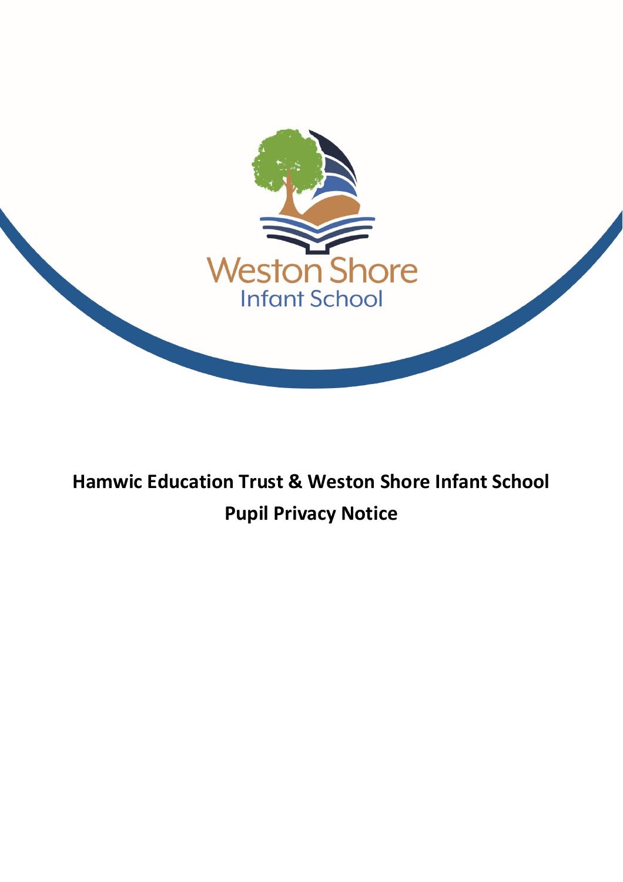Weston Shore

Infant School

# Hamwic Education Trust & Weston Shore Infant School

# Pupil Privacy Notice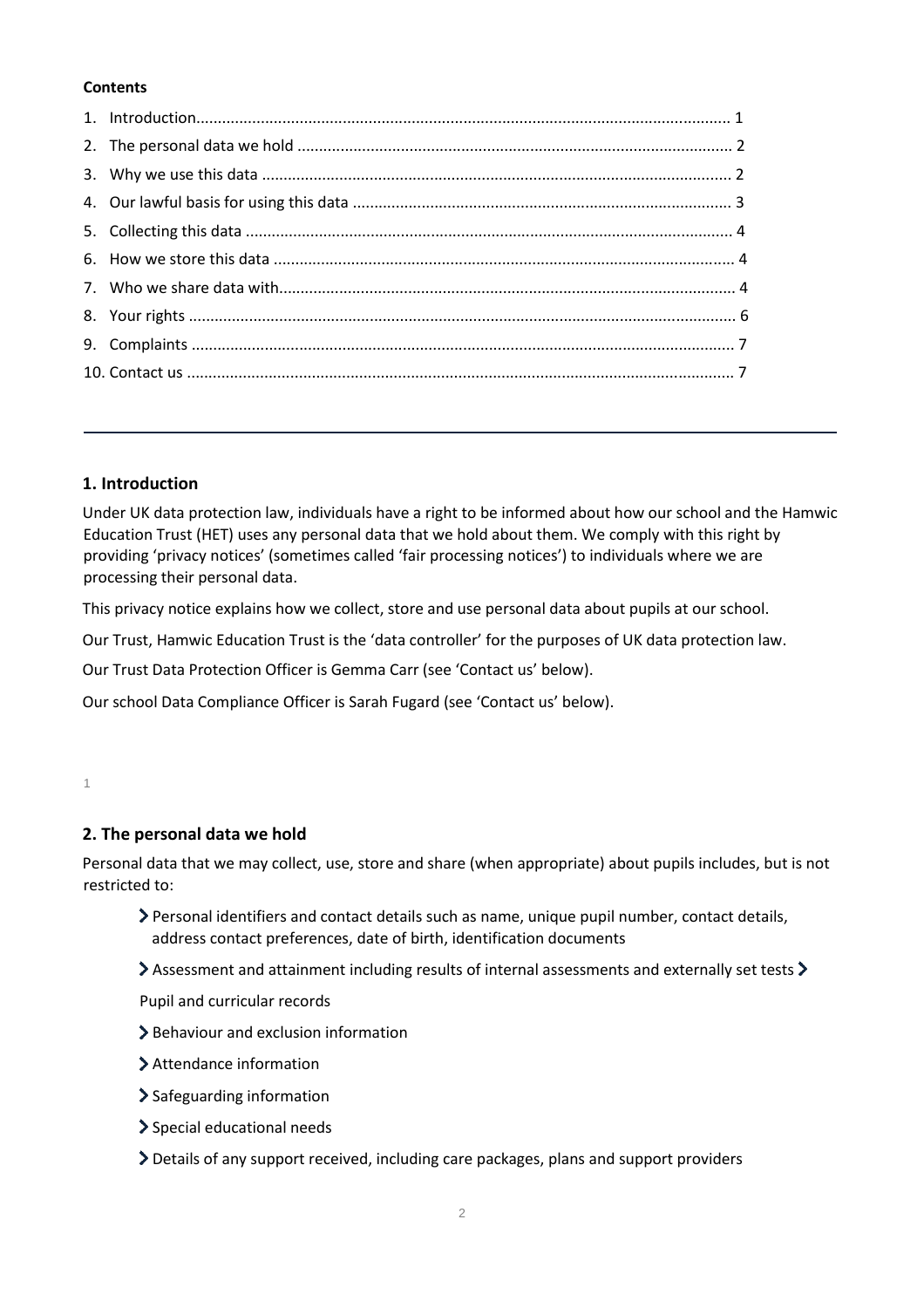**Contents**

1. Introduction........................................................................................................................... 1
2. The personal data we hold .................................................................................................... 2
3. Why we use this data ............................................................................................................ 2
4. Our lawful basis for using this data ....................................................................................... 3
5. Collecting this data ................................................................................................................ 4
6. How we store this data .......................................................................................................... 4
7. Who we share data with......................................................................................................... 4
8. Your rights .............................................................................................................................. 6
9. Complaints ............................................................................................................................. 7
10. Contact us .............................................................................................................................. 7

## 1. Introduction

Under UK data protection law, individuals have a right to be informed about how our school and the Hamwic Education Trust (HET) uses any personal data that we hold about them. We comply with this right by providing 'privacy notices' (sometimes called 'fair processing notices') to individuals where we are processing their personal data.

This privacy notice explains how we collect, store and use personal data about pupils at our school.

Our Trust, Hamwic Education Trust is the 'data controller' for the purposes of UK data protection law.

Our Trust Data Protection Officer is Gemma Carr (see 'Contact us' below).

Our school Data Compliance Officer is Sarah Fugard (see 'Contact us' below).

## 2. The personal data we hold

Personal data that we may collect, use, store and share (when appropriate) about pupils includes, but is not restricted to:

- Personal identifiers and contact details such as name, unique pupil number, contact details, address contact preferences, date of birth, identification documents
- Assessment and attainment including results of internal assessments and externally set tests
- Pupil and curricular records
- Behaviour and exclusion information
- Attendance information
- Safeguarding information
- Special educational needs
- Details of any support received, including care packages, plans and support providers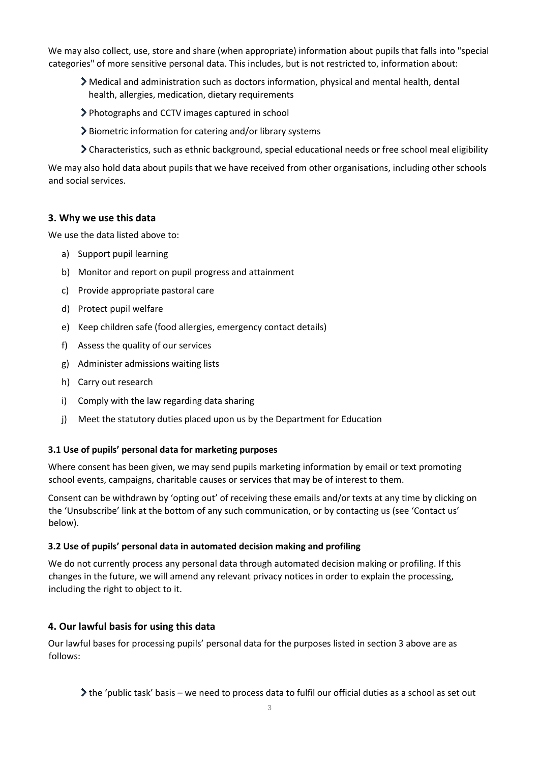We may also collect, use, store and share (when appropriate) information about pupils that falls into "special categories" of more sensitive personal data. This includes, but is not restricted to, information about:

- Medical and administration such as doctors information, physical and mental health, dental health, allergies, medication, dietary requirements
- Photographs and CCTV images captured in school
- Biometric information for catering and/or library systems
- Characteristics, such as ethnic background, special educational needs or free school meal eligibility

We may also hold data about pupils that we have received from other organisations, including other schools and social services.

## 3. Why we use this data

We use the data listed above to:

a) Support pupil learning
b) Monitor and report on pupil progress and attainment
c) Provide appropriate pastoral care
d) Protect pupil welfare
e) Keep children safe (food allergies, emergency contact details)
f) Assess the quality of our services
g) Administer admissions waiting lists
h) Carry out research
i) Comply with the law regarding data sharing
j) Meet the statutory duties placed upon us by the Department for Education

### 3.1 Use of pupils' personal data for marketing purposes

Where consent has been given, we may send pupils marketing information by email or text promoting school events, campaigns, charitable causes or services that may be of interest to them.

Consent can be withdrawn by 'opting out' of receiving these emails and/or texts at any time by clicking on the 'Unsubscribe' link at the bottom of any such communication, or by contacting us (see 'Contact us' below).

### 3.2 Use of pupils' personal data in automated decision making and profiling

We do not currently process any personal data through automated decision making or profiling. If this changes in the future, we will amend any relevant privacy notices in order to explain the processing, including the right to object to it.

## 4. Our lawful basis for using this data

Our lawful bases for processing pupils' personal data for the purposes listed in section 3 above are as follows:

- the 'public task' basis – we need to process data to fulfil our official duties as a school as set out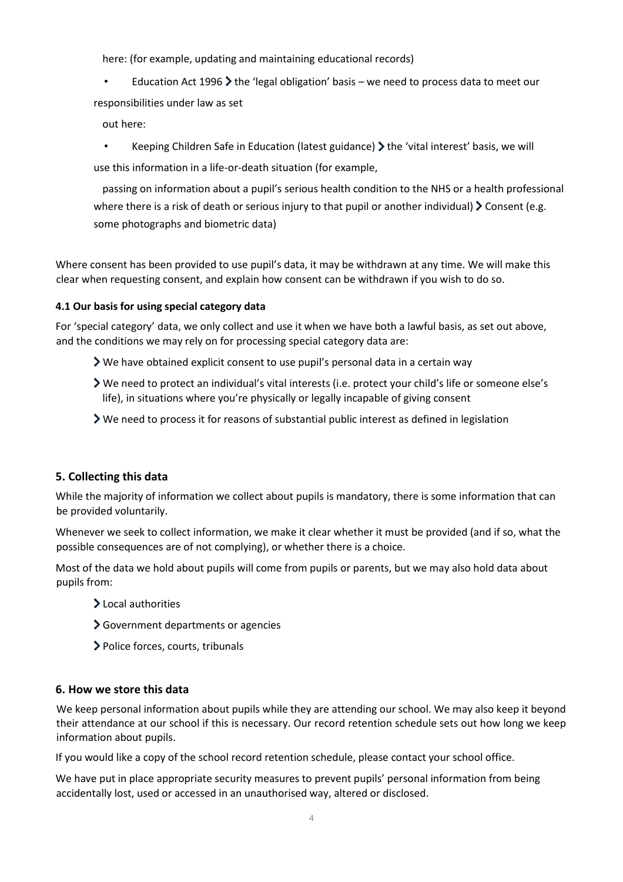here: (for example, updating and maintaining educational records)

- Education Act 1996 › the 'legal obligation' basis – we need to process data to meet our responsibilities under law as set

out here:

- Keeping Children Safe in Education (latest guidance) › the 'vital interest' basis, we will use this information in a life-or-death situation (for example,

passing on information about a pupil's serious health condition to the NHS or a health professional where there is a risk of death or serious injury to that pupil or another individual) › Consent (e.g. some photographs and biometric data)

Where consent has been provided to use pupil's data, it may be withdrawn at any time. We will make this clear when requesting consent, and explain how consent can be withdrawn if you wish to do so.

#### 4.1 Our basis for using special category data

For 'special category' data, we only collect and use it when we have both a lawful basis, as set out above, and the conditions we may rely on for processing special category data are:

- We have obtained explicit consent to use pupil's personal data in a certain way
- We need to protect an individual's vital interests (i.e. protect your child's life or someone else's life), in situations where you're physically or legally incapable of giving consent
- We need to process it for reasons of substantial public interest as defined in legislation

### 5. Collecting this data

While the majority of information we collect about pupils is mandatory, there is some information that can be provided voluntarily.

Whenever we seek to collect information, we make it clear whether it must be provided (and if so, what the possible consequences are of not complying), or whether there is a choice.

Most of the data we hold about pupils will come from pupils or parents, but we may also hold data about pupils from:

- Local authorities
- Government departments or agencies
- Police forces, courts, tribunals

### 6. How we store this data

We keep personal information about pupils while they are attending our school. We may also keep it beyond their attendance at our school if this is necessary. Our record retention schedule sets out how long we keep information about pupils.

If you would like a copy of the school record retention schedule, please contact your school office.

We have put in place appropriate security measures to prevent pupils' personal information from being accidentally lost, used or accessed in an unauthorised way, altered or disclosed.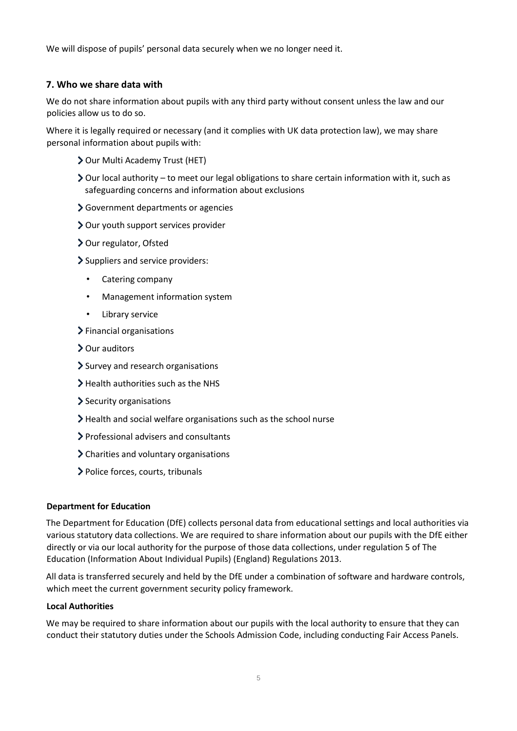We will dispose of pupils' personal data securely when we no longer need it.

## 7. Who we share data with

We do not share information about pupils with any third party without consent unless the law and our policies allow us to do so.

Where it is legally required or necessary (and it complies with UK data protection law), we may share personal information about pupils with:

- Our Multi Academy Trust (HET)
- Our local authority – to meet our legal obligations to share certain information with it, such as safeguarding concerns and information about exclusions
- Government departments or agencies
- Our youth support services provider
- Our regulator, Ofsted
- Suppliers and service providers:
  - Catering company
  - Management information system
  - Library service
- Financial organisations
- Our auditors
- Survey and research organisations
- Health authorities such as the NHS
- Security organisations
- Health and social welfare organisations such as the school nurse
- Professional advisers and consultants
- Charities and voluntary organisations
- Police forces, courts, tribunals

### Department for Education

The Department for Education (DfE) collects personal data from educational settings and local authorities via various statutory data collections. We are required to share information about our pupils with the DfE either directly or via our local authority for the purpose of those data collections, under regulation 5 of The Education (Information About Individual Pupils) (England) Regulations 2013.

All data is transferred securely and held by the DfE under a combination of software and hardware controls, which meet the current government security policy framework.

### Local Authorities

We may be required to share information about our pupils with the local authority to ensure that they can conduct their statutory duties under the Schools Admission Code, including conducting Fair Access Panels.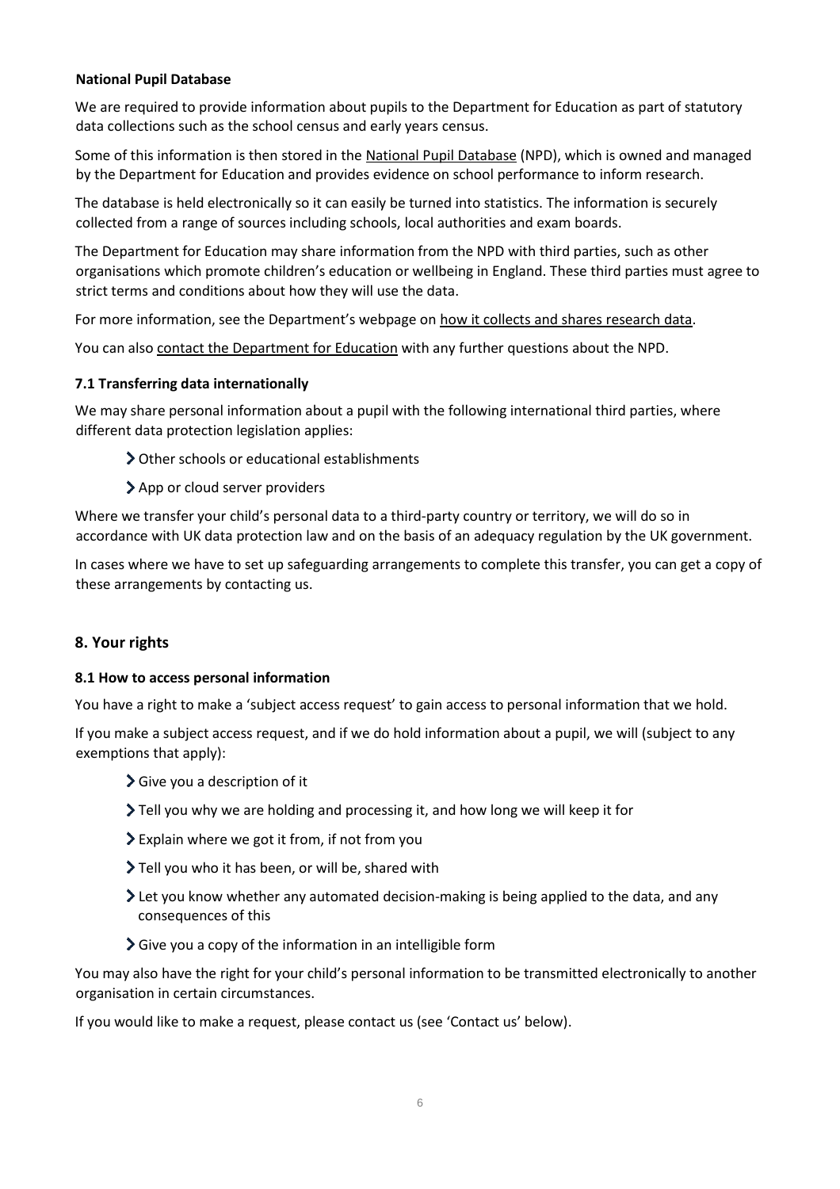**National Pupil Database**

We are required to provide information about pupils to the Department for Education as part of statutory data collections such as the school census and early years census.

Some of this information is then stored in the National Pupil Database (NPD), which is owned and managed by the Department for Education and provides evidence on school performance to inform research.

The database is held electronically so it can easily be turned into statistics. The information is securely collected from a range of sources including schools, local authorities and exam boards.

The Department for Education may share information from the NPD with third parties, such as other organisations which promote children's education or wellbeing in England. These third parties must agree to strict terms and conditions about how they will use the data.

For more information, see the Department's webpage on how it collects and shares research data.

You can also contact the Department for Education with any further questions about the NPD.

### 7.1 Transferring data internationally

We may share personal information about a pupil with the following international third parties, where different data protection legislation applies:

- Other schools or educational establishments
- App or cloud server providers

Where we transfer your child's personal data to a third-party country or territory, we will do so in accordance with UK data protection law and on the basis of an adequacy regulation by the UK government.

In cases where we have to set up safeguarding arrangements to complete this transfer, you can get a copy of these arrangements by contacting us.

## 8. Your rights

### 8.1 How to access personal information

You have a right to make a 'subject access request' to gain access to personal information that we hold.

If you make a subject access request, and if we do hold information about a pupil, we will (subject to any exemptions that apply):

- Give you a description of it
- Tell you why we are holding and processing it, and how long we will keep it for
- Explain where we got it from, if not from you
- Tell you who it has been, or will be, shared with
- Let you know whether any automated decision-making is being applied to the data, and any consequences of this
- Give you a copy of the information in an intelligible form

You may also have the right for your child's personal information to be transmitted electronically to another organisation in certain circumstances.

If you would like to make a request, please contact us (see 'Contact us' below).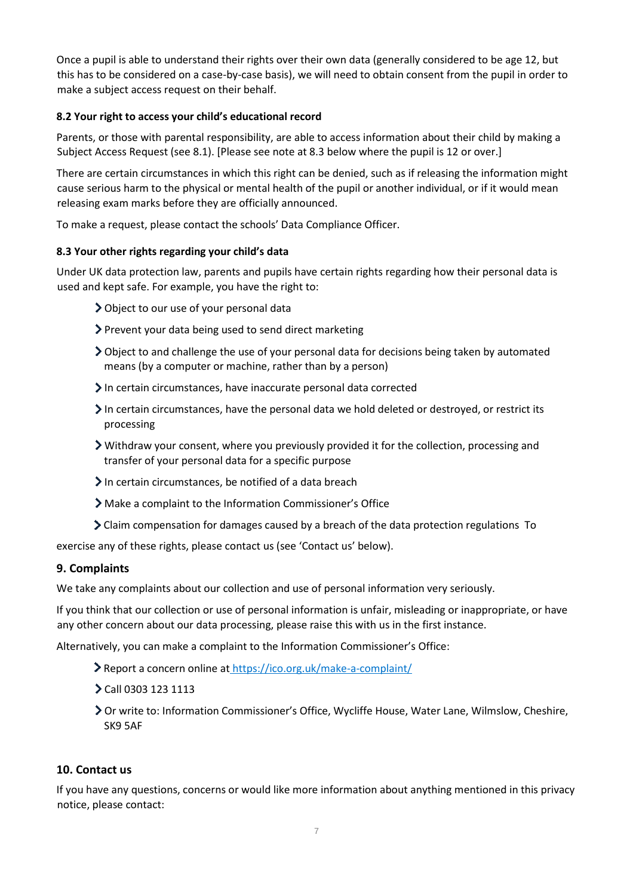Once a pupil is able to understand their rights over their own data (generally considered to be age 12, but this has to be considered on a case-by-case basis), we will need to obtain consent from the pupil in order to make a subject access request on their behalf.

### 8.2 Your right to access your child's educational record

Parents, or those with parental responsibility, are able to access information about their child by making a Subject Access Request (see 8.1). [Please see note at 8.3 below where the pupil is 12 or over.]

There are certain circumstances in which this right can be denied, such as if releasing the information might cause serious harm to the physical or mental health of the pupil or another individual, or if it would mean releasing exam marks before they are officially announced.

To make a request, please contact the schools' Data Compliance Officer.

### 8.3 Your other rights regarding your child's data

Under UK data protection law, parents and pupils have certain rights regarding how their personal data is used and kept safe. For example, you have the right to:

- Object to our use of your personal data
- Prevent your data being used to send direct marketing
- Object to and challenge the use of your personal data for decisions being taken by automated means (by a computer or machine, rather than by a person)
- In certain circumstances, have inaccurate personal data corrected
- In certain circumstances, have the personal data we hold deleted or destroyed, or restrict its processing
- Withdraw your consent, where you previously provided it for the collection, processing and transfer of your personal data for a specific purpose
- In certain circumstances, be notified of a data breach
- Make a complaint to the Information Commissioner's Office
- Claim compensation for damages caused by a breach of the data protection regulations

To exercise any of these rights, please contact us (see 'Contact us' below).

## 9. Complaints

We take any complaints about our collection and use of personal information very seriously.

If you think that our collection or use of personal information is unfair, misleading or inappropriate, or have any other concern about our data processing, please raise this with us in the first instance.

Alternatively, you can make a complaint to the Information Commissioner's Office:

- Report a concern online at https://ico.org.uk/make-a-complaint/
- Call 0303 123 1113
- Or write to: Information Commissioner's Office, Wycliffe House, Water Lane, Wilmslow, Cheshire, SK9 5AF

## 10. Contact us

If you have any questions, concerns or would like more information about anything mentioned in this privacy notice, please contact: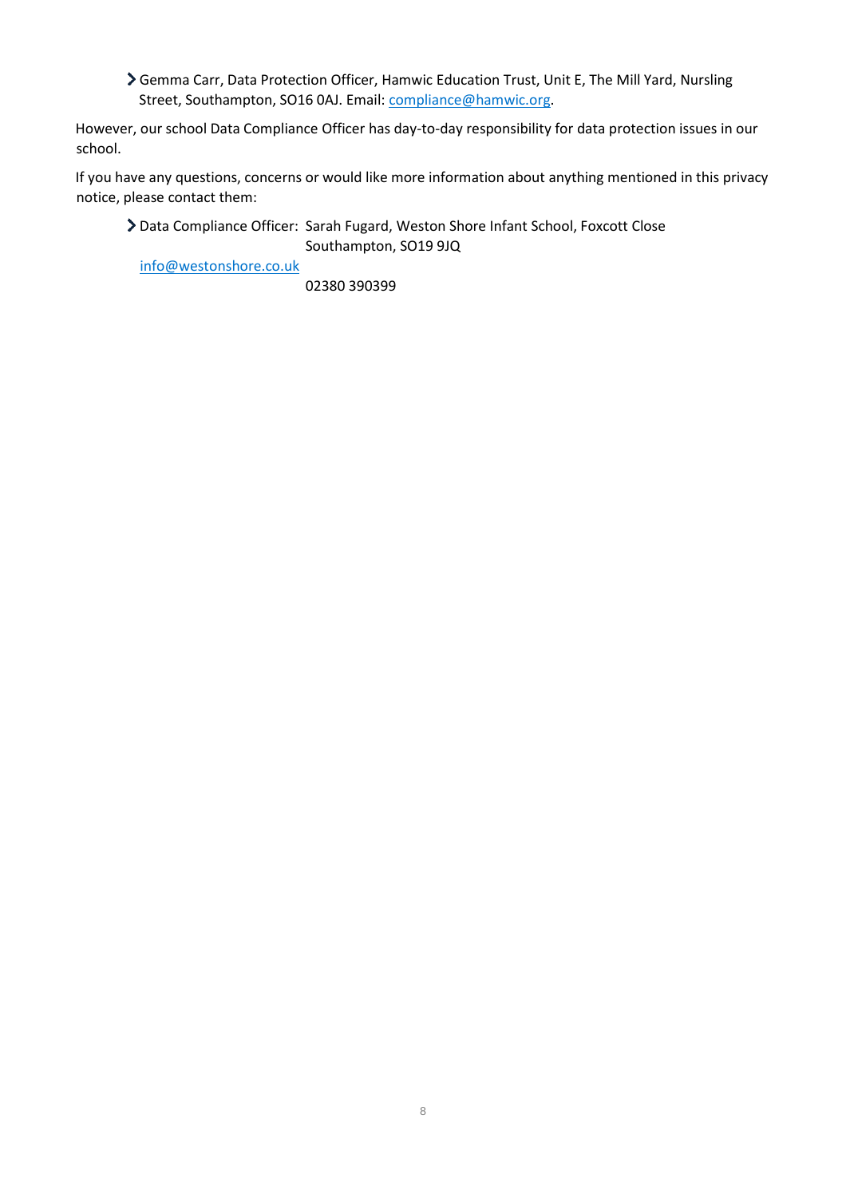- Gemma Carr, Data Protection Officer, Hamwic Education Trust, Unit E, The Mill Yard, Nursling Street, Southampton, SO16 0AJ. Email: compliance@hamwic.org.

However, our school Data Compliance Officer has day-to-day responsibility for data protection issues in our school.

If you have any questions, concerns or would like more information about anything mentioned in this privacy notice, please contact them:

- Data Compliance Officer: Sarah Fugard, Weston Shore Infant School, Foxcott Close
  Southampton, SO19 9JQ
  info@westonshore.co.uk
  02380 390399